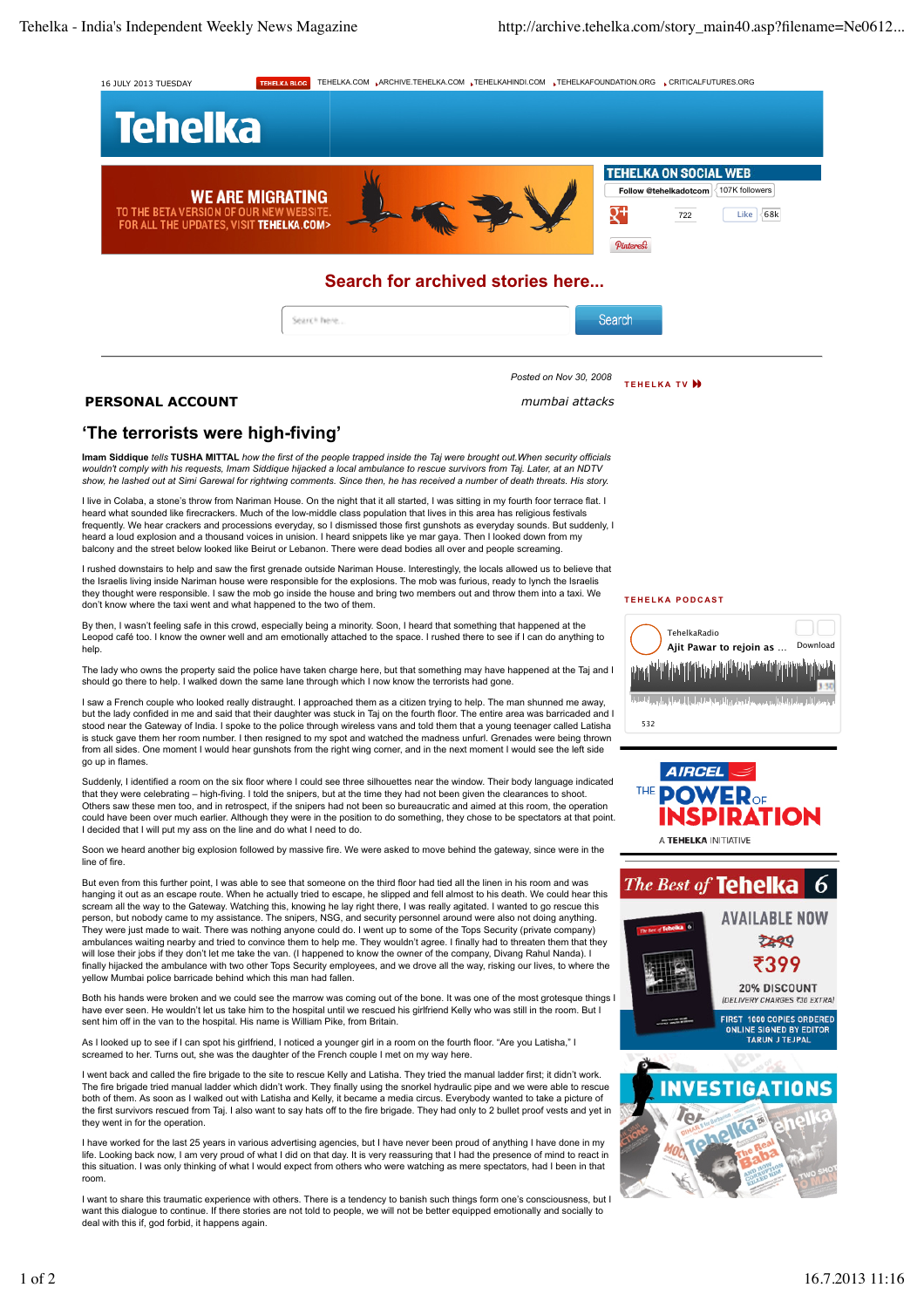Posted on Nov 30, 2008

## PERSONAL ACCOUNT

*mumbai attacks*

# 'The terrorists were high-fiving'

**Imam Siddique** *tells* **TUSHA MITTAL** *how the first of the people trapped inside the Taj were brought out.When security officials wouldn't comply with his requests, Imam Siddique hijacked a local ambulance to rescue survivors from Taj. Later, at an NDTV show, he lashed out at Simi Garewal for rightwing comments. Since then, he has received a number of death threats. His story.*

I live in Colaba, a stone's throw from Nariman House. On the night that it all started, I was sitting in my fourth foor terrace flat. I heard what sounded like firecrackers. Much of the low-middle class population that lives in this area has religious festivals frequently. We hear crackers and processions everyday, so I dismissed those first gunshots as everyday sounds. But suddenly, I heard a loud explosion and a thousand voices in unison. I heard snippets like ye mar gaya. Then I looked down from my balcony and the street below looked like Beirut or Lebanon. There were dead bodies all over and people screaming.

I rushed downstairs to help and saw the first grenade outside Nariman House. Interestingly, the locals allowed us to believe that the Israelis living inside Nariman house were responsible for the explosions. The mob was furious, ready to lynch the Israelis they thought were responsible. I saw the mob go inside the house and bring two members out and throw them into a taxi. We don't know where the taxi went and what happened to the two of them.

By then, I wasn't feeling safe in this crowd, especially being a minority. Soon, I heard that something that happened at the Leopold café too. I know the owner well and am emotionally attached to the space. I rushed there to see if I can do anything to help.

The lady who owns the property said the police have taken charge here, but that something may have happened at the Taj and I should go there to help. I walked down the same lane through which I now know the terrorists had gone.

I saw a French couple who looked really distraught. I approached them as a citizen trying to help. The man shunned me away, but the lady confided in me and said that their daughter was stuck in Taj on the fourth floor. The entire area was barricaded and I stood near the Gateway of India. I spoke to the police through wireless vans and told them that a young teenager called Latisha is stuck gave them her room number. I then resigned to my spot and watched the madness unfurl. Grenades were being thrown from all sides. One moment I would hear gunshots from the right wing corner, and in the next moment I would see the left side go up in flames.

Suddenly, I identified a room on the six floor where I could see three silhouettes near the window. Their body language indicated that they were celebrating – high-fiving. I told the snipers, but at the time they had not been given the clearances to shoot. Others saw these men too, and in retrospect, if the snipers had not been so bureaucratic and aimed at this room, the operation could have been over much earlier. Although they were in the position to do something, they chose to be spectators at that point. I decided that I will put my ass on the line and do what I need to do.

Soon we heard another big explosion followed by massive fire. We were asked to move behind the gateway, since were in the line of fire.

But even from this further point, I was able to see that someone on the third floor had tied all the linen in his room and was hanging it out as an escape route. When he actually tried to escape, he slipped and fell almost to his death. We could hear this scream all the way to the Gateway. Watching this, knowing he lay right there, I was really agitated. I wanted to go rescue this person, but nobody came to my assistance. The snipers, NSG, and security personnel around were also not doing anything. They were just made to wait. There was nothing anyone could do. I went up to some of the Tops Security (private company) ambulances waiting nearby and tried to convince them to help me. They wouldn't agree. I finally had to threaten them that they will lose their jobs if they don't let me take the van. (I happened to know the owner of the company, Divang Rahul Nanda). I finally hijacked the ambulance with two other Tops Security employees, and we drove all the way, risking our lives, to where the yellow Mumbai police barricade behind which this man had fallen.

Both his hands were broken and we could see the marrow was coming out of the bone. It was one of the most grotesque things I have ever seen. He wouldn't let us take him to the hospital until we rescued his girlfriend Kelly who was still in the room. But I sent him off in the van to the hospital. His name is William Pike, from Britain.

As I looked up to see if I can spot his girlfriend, I noticed a younger girl in a room on the fourth floor. "Are you Latisha," I screamed to her. Turns out, she was the daughter of the French couple I met on my way here.

I went back and called the fire brigade to the site to rescue Kelly and Latisha. They tried the manual ladder first; it didn't work. The fire brigade tried manual ladder which didn't work. They finally using the snorkel hydraulic pipe and we were able to rescue both of them. As soon as I walked out with Latisha and Kelly, it became a media circus. Everybody wanted to take a picture of the first survivors rescued from Taj. I also want to say hats off to the fire brigade. They had only to 2 bullet proof vests and yet in they went in for the operation.

I have worked for the last 25 years in various advertising agencies, but I have never been proud of anything I have done in my life. Looking back now, I am very proud of what I did on that day. It is very reassuring that I had the presence of mind to react in this situation. I was only thinking of what I would expect from others who were watching as mere spectators, had I been in that room.

I want to share this traumatic experience with others. There is a tendency to banish such things form one's consciousness, but I want this dialogue to continue. If there stories are not told to people, we will not be better equipped emotionally and socially to deal with this if, god forbid, it happens again.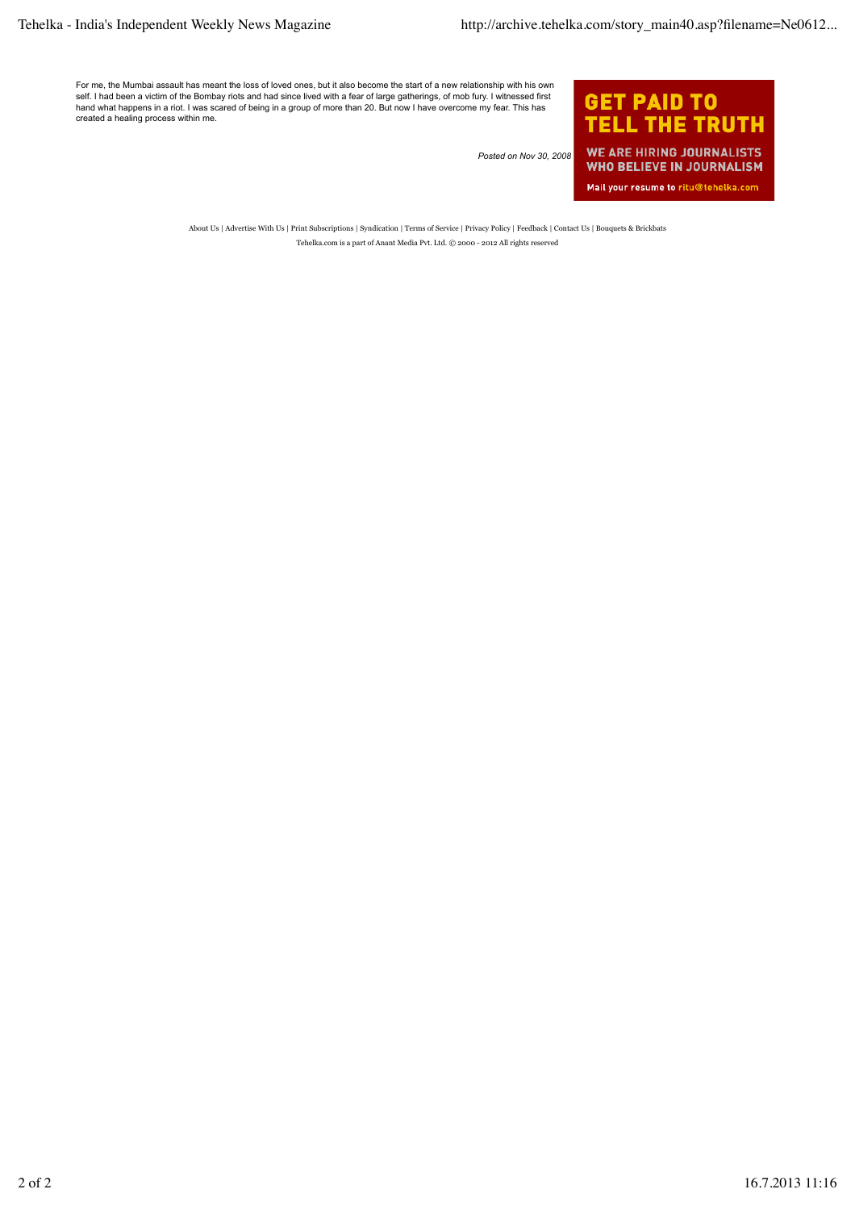For me, the Mumbai assault has meant the loss of loved ones, but it also become the start of a new relationship with his own self. I had been a victim of the Bombay riots and had since lived with a fear of large gatherings, of mob fury. I witnessed first hand what happens in a riot. I was scared of being in a group of more than 20. But now I have overcome my fear. This has created a healing process within me.

*Posted on Nov 30, 2008*

**GET PAID TO TELL THE TRUTH**

**WE ARE HIRING JOURNALISTS WHO BELIEVE IN JOURNALISM**

Mail your resume to ritu@tehelka.com

About Us | Advertise With Us | Print Subscriptions | Syndication | Terms of Service | Privacy Policy | Feedback | Contact Us | Bouquets & Brickbats

Tehelka.com is a part of Anant Media Pvt. Ltd. © 2000 - 2012 All rights reserved